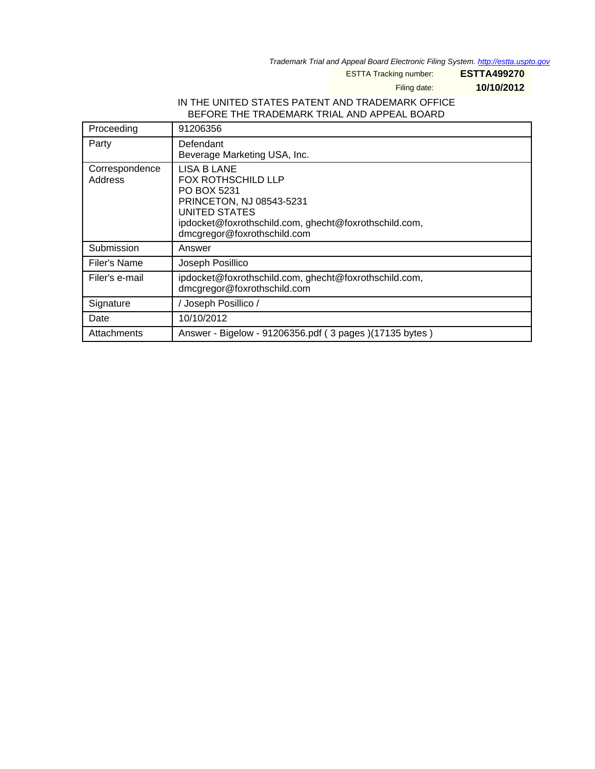Trademark Trial and Appeal Board Electronic Filing System. http://estta.uspto.gov

ESTTA Tracking number: **ESTTA499270**

Filing date: **10/10/2012**

IN THE UNITED STATES PATENT AND TRADEMARK OFFICE
BEFORE THE TRADEMARK TRIAL AND APPEAL BOARD

| | |
|---|---|
| Proceeding | 91206356 |
| Party | Defendant<br>Beverage Marketing USA, Inc. |
| Correspondence Address | LISA B LANE<br>FOX ROTHSCHILD LLP<br>PO BOX 5231<br>PRINCETON, NJ 08543-5231<br>UNITED STATES<br>ipdocket@foxrothschild.com, ghecht@foxrothschild.com, dmcgregor@foxrothschild.com |
| Submission | Answer |
| Filer's Name | Joseph Posillico |
| Filer's e-mail | ipdocket@foxrothschild.com, ghecht@foxrothschild.com, dmcgregor@foxrothschild.com |
| Signature | / Joseph Posillico / |
| Date | 10/10/2012 |
| Attachments | Answer - Bigelow - 91206356.pdf ( 3 pages )(17135 bytes ) |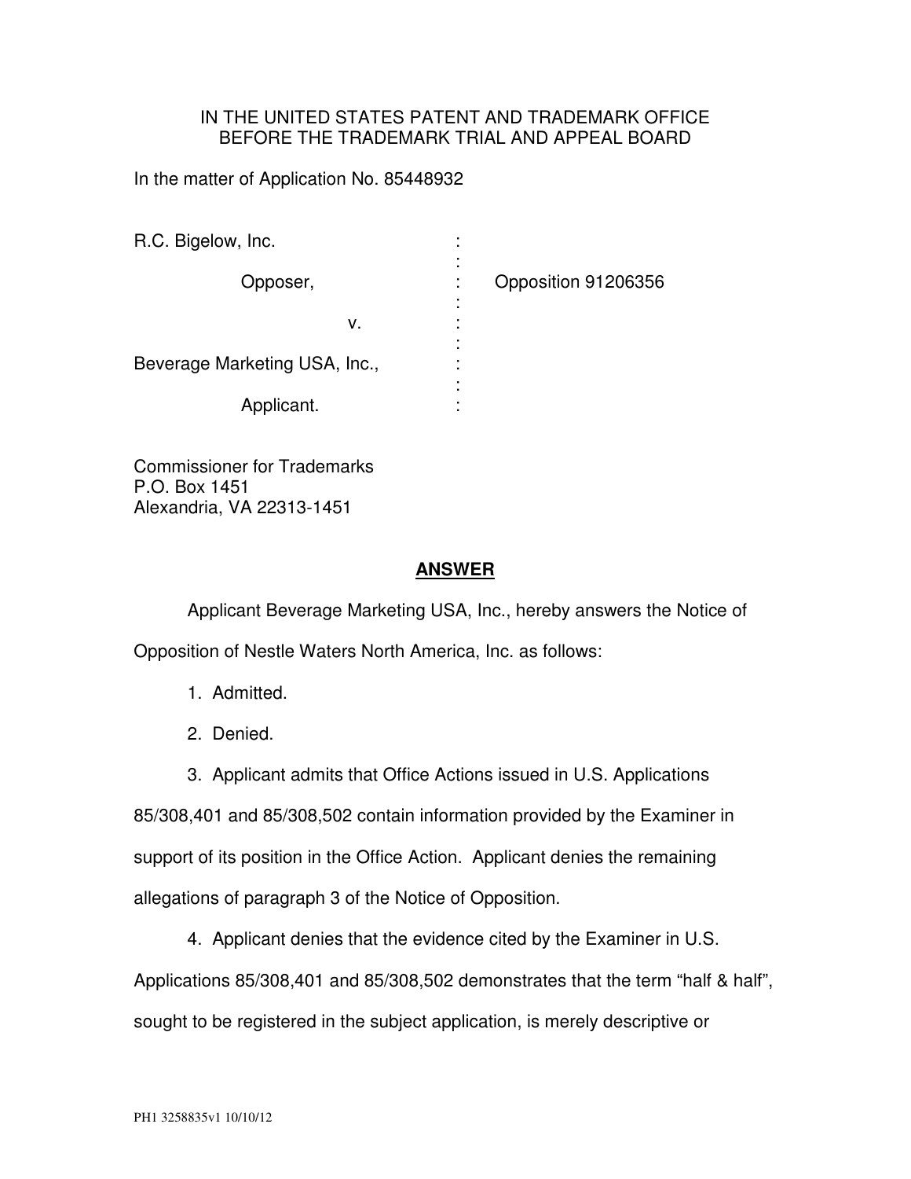IN THE UNITED STATES PATENT AND TRADEMARK OFFICE
BEFORE THE TRADEMARK TRIAL AND APPEAL BOARD

In the matter of Application No. 85448932

| | | |
|---|---|---|
| R.C. Bigelow, Inc. | : | |
| Opposer, | : | Opposition 91206356 |
| v. | : | |
| Beverage Marketing USA, Inc., | : | |
| Applicant. | : | |

Commissioner for Trademarks
P.O. Box 1451
Alexandria, VA 22313-1451

## ANSWER

Applicant Beverage Marketing USA, Inc., hereby answers the Notice of Opposition of Nestle Waters North America, Inc. as follows:

1. Admitted.

2. Denied.

3. Applicant admits that Office Actions issued in U.S. Applications 85/308,401 and 85/308,502 contain information provided by the Examiner in support of its position in the Office Action. Applicant denies the remaining allegations of paragraph 3 of the Notice of Opposition.

4. Applicant denies that the evidence cited by the Examiner in U.S. Applications 85/308,401 and 85/308,502 demonstrates that the term "half & half", sought to be registered in the subject application, is merely descriptive or

PH1 3258835v1 10/10/12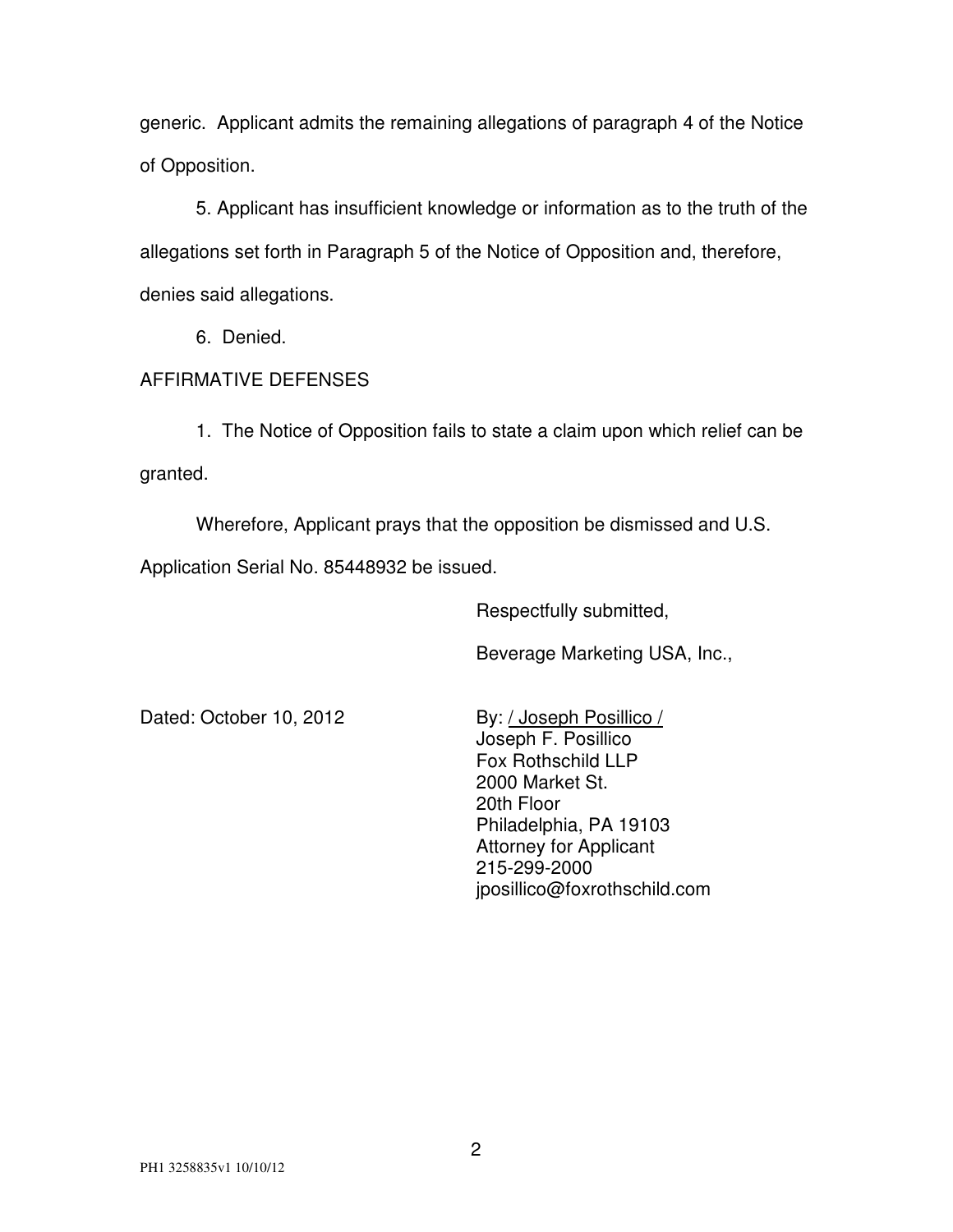generic. Applicant admits the remaining allegations of paragraph 4 of the Notice of Opposition.

5. Applicant has insufficient knowledge or information as to the truth of the allegations set forth in Paragraph 5 of the Notice of Opposition and, therefore, denies said allegations.

6. Denied.

AFFIRMATIVE DEFENSES

1. The Notice of Opposition fails to state a claim upon which relief can be granted.

Wherefore, Applicant prays that the opposition be dismissed and U.S. Application Serial No. 85448932 be issued.

Respectfully submitted,

Beverage Marketing USA, Inc.,

Dated: October 10, 2012

By: / Joseph Posillico /
Joseph F. Posillico
Fox Rothschild LLP
2000 Market St.
20th Floor
Philadelphia, PA 19103
Attorney for Applicant
215-299-2000
jposillico@foxrothschild.com

PH1 3258835v1 10/10/12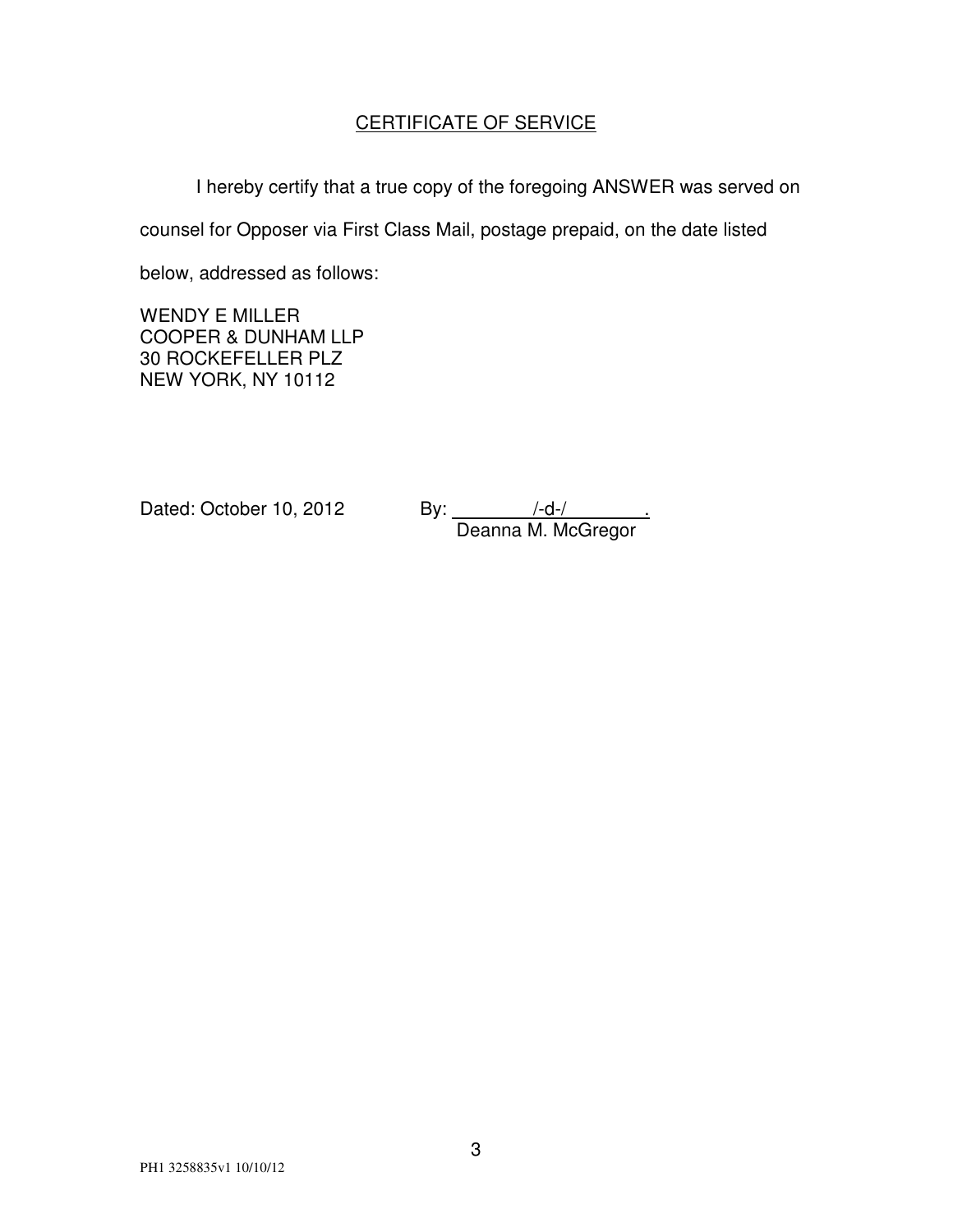## CERTIFICATE OF SERVICE

I hereby certify that a true copy of the foregoing ANSWER was served on counsel for Opposer via First Class Mail, postage prepaid, on the date listed below, addressed as follows:

WENDY E MILLER  
COOPER & DUNHAM LLP  
30 ROCKEFELLER PLZ  
NEW YORK, NY 10112

Dated: October 10, 2012 By: /-d-/ .  
Deanna M. McGregor

PH1 3258835v1 10/10/12